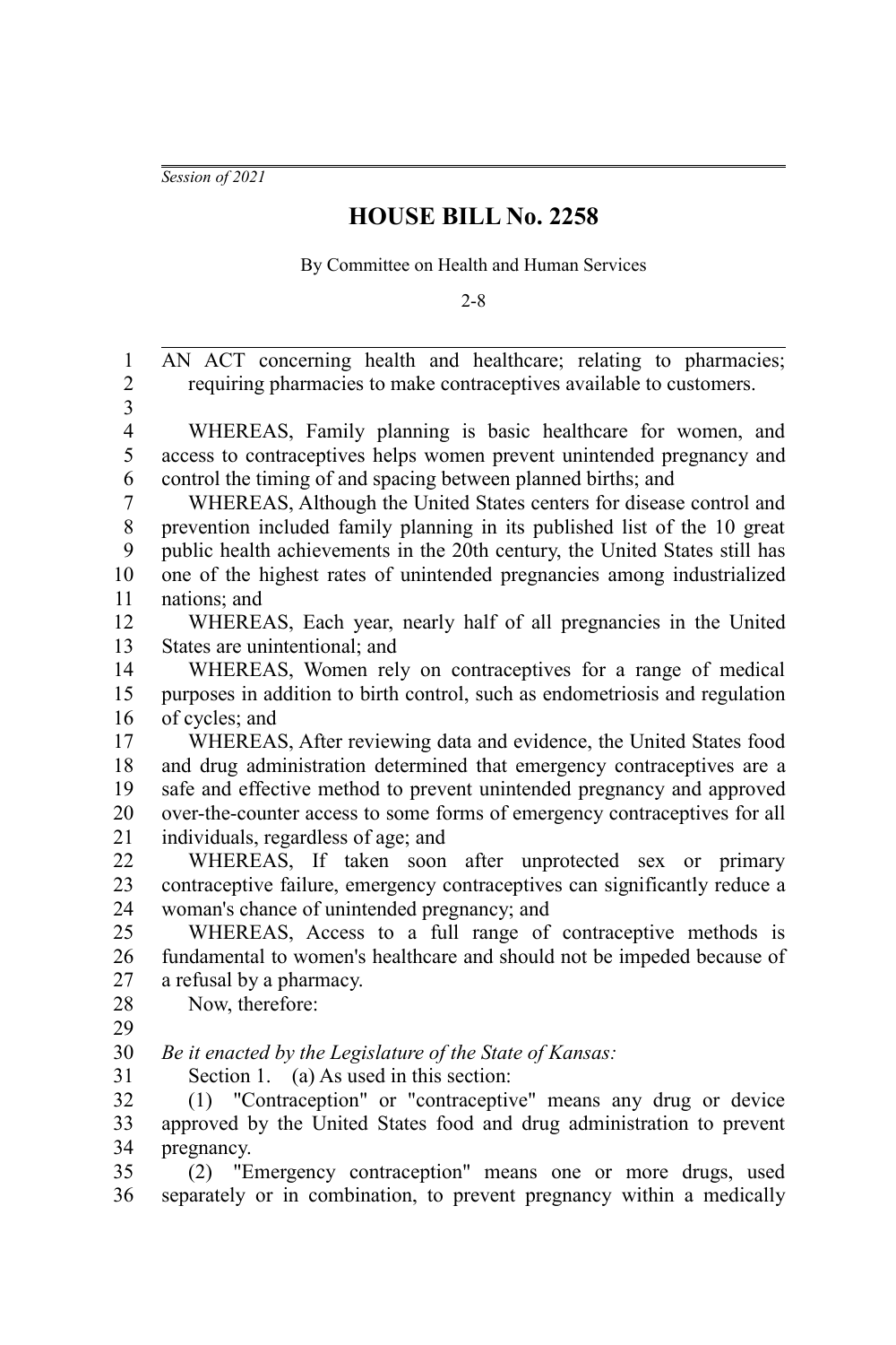*Session of 2021*

# HOUSE BILL No. 2258

By Committee on Health and Human Services

2-8

AN ACT concerning health and healthcare; relating to pharmacies; requiring pharmacies to make contraceptives available to customers.

WHEREAS, Family planning is basic healthcare for women, and access to contraceptives helps women prevent unintended pregnancy and control the timing of and spacing between planned births; and

WHEREAS, Although the United States centers for disease control and prevention included family planning in its published list of the 10 great public health achievements in the 20th century, the United States still has one of the highest rates of unintended pregnancies among industrialized nations; and

WHEREAS, Each year, nearly half of all pregnancies in the United States are unintentional; and

WHEREAS, Women rely on contraceptives for a range of medical purposes in addition to birth control, such as endometriosis and regulation of cycles; and

WHEREAS, After reviewing data and evidence, the United States food and drug administration determined that emergency contraceptives are a safe and effective method to prevent unintended pregnancy and approved over-the-counter access to some forms of emergency contraceptives for all individuals, regardless of age; and

WHEREAS, If taken soon after unprotected sex or primary contraceptive failure, emergency contraceptives can significantly reduce a woman's chance of unintended pregnancy; and

WHEREAS, Access to a full range of contraceptive methods is fundamental to women's healthcare and should not be impeded because of a refusal by a pharmacy.

Now, therefore:

*Be it enacted by the Legislature of the State of Kansas:*

Section 1. (a) As used in this section:

(1) "Contraception" or "contraceptive" means any drug or device approved by the United States food and drug administration to prevent pregnancy.

(2) "Emergency contraception" means one or more drugs, used separately or in combination, to prevent pregnancy within a medically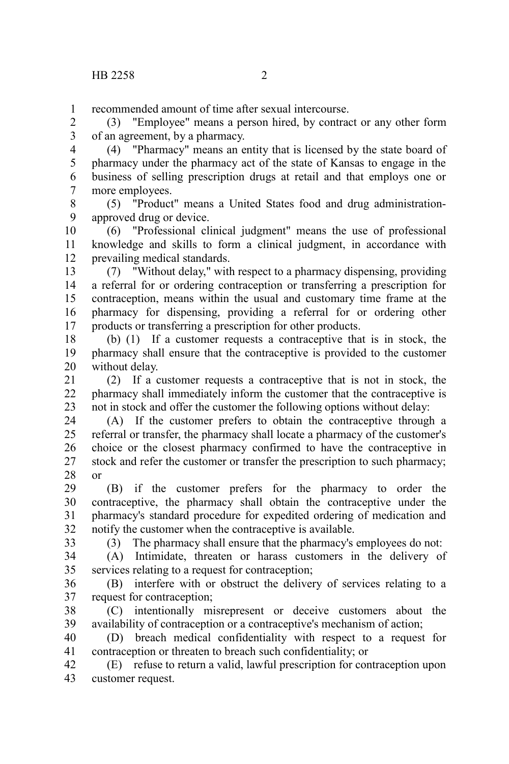recommended amount of time after sexual intercourse.

(3) "Employee" means a person hired, by contract or any other form of an agreement, by a pharmacy.

(4) "Pharmacy" means an entity that is licensed by the state board of pharmacy under the pharmacy act of the state of Kansas to engage in the business of selling prescription drugs at retail and that employs one or more employees.

(5) "Product" means a United States food and drug administration-approved drug or device.

(6) "Professional clinical judgment" means the use of professional knowledge and skills to form a clinical judgment, in accordance with prevailing medical standards.

(7) "Without delay," with respect to a pharmacy dispensing, providing a referral for or ordering contraception or transferring a prescription for contraception, means within the usual and customary time frame at the pharmacy for dispensing, providing a referral for or ordering other products or transferring a prescription for other products.

(b) (1) If a customer requests a contraceptive that is in stock, the pharmacy shall ensure that the contraceptive is provided to the customer without delay.

(2) If a customer requests a contraceptive that is not in stock, the pharmacy shall immediately inform the customer that the contraceptive is not in stock and offer the customer the following options without delay:

(A) If the customer prefers to obtain the contraceptive through a referral or transfer, the pharmacy shall locate a pharmacy of the customer's choice or the closest pharmacy confirmed to have the contraceptive in stock and refer the customer or transfer the prescription to such pharmacy; or

(B) if the customer prefers for the pharmacy to order the contraceptive, the pharmacy shall obtain the contraceptive under the pharmacy's standard procedure for expedited ordering of medication and notify the customer when the contraceptive is available.

(3) The pharmacy shall ensure that the pharmacy's employees do not:

(A) Intimidate, threaten or harass customers in the delivery of services relating to a request for contraception;

(B) interfere with or obstruct the delivery of services relating to a request for contraception;

(C) intentionally misrepresent or deceive customers about the availability of contraception or a contraceptive's mechanism of action;

(D) breach medical confidentiality with respect to a request for contraception or threaten to breach such confidentiality; or

(E) refuse to return a valid, lawful prescription for contraception upon customer request.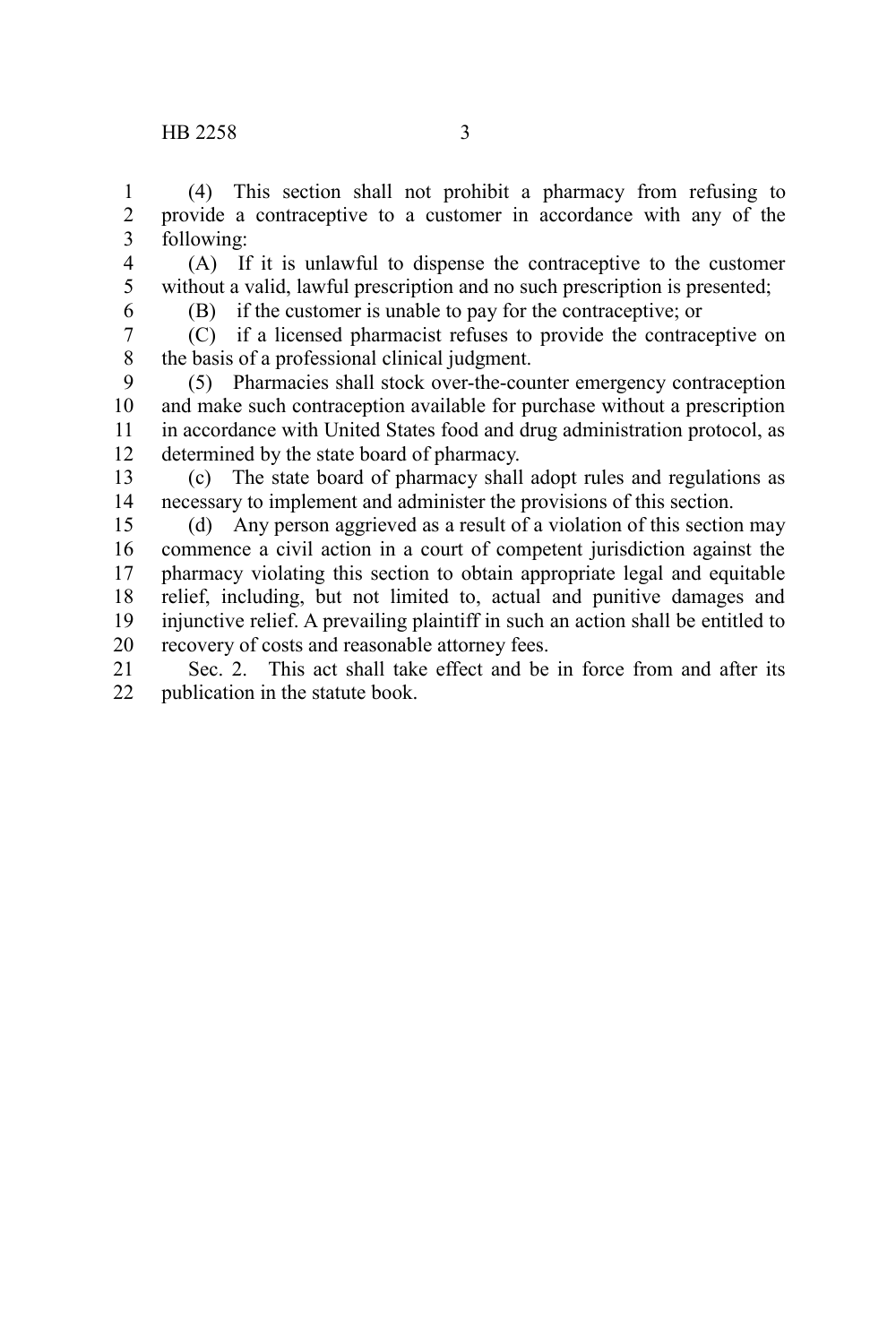(4) This section shall not prohibit a pharmacy from refusing to provide a contraceptive to a customer in accordance with any of the following:

(A) If it is unlawful to dispense the contraceptive to the customer without a valid, lawful prescription and no such prescription is presented;

(B) if the customer is unable to pay for the contraceptive; or

(C) if a licensed pharmacist refuses to provide the contraceptive on the basis of a professional clinical judgment.

(5) Pharmacies shall stock over-the-counter emergency contraception and make such contraception available for purchase without a prescription in accordance with United States food and drug administration protocol, as determined by the state board of pharmacy.

(c) The state board of pharmacy shall adopt rules and regulations as necessary to implement and administer the provisions of this section.

(d) Any person aggrieved as a result of a violation of this section may commence a civil action in a court of competent jurisdiction against the pharmacy violating this section to obtain appropriate legal and equitable relief, including, but not limited to, actual and punitive damages and injunctive relief. A prevailing plaintiff in such an action shall be entitled to recovery of costs and reasonable attorney fees.

Sec. 2. This act shall take effect and be in force from and after its publication in the statute book.